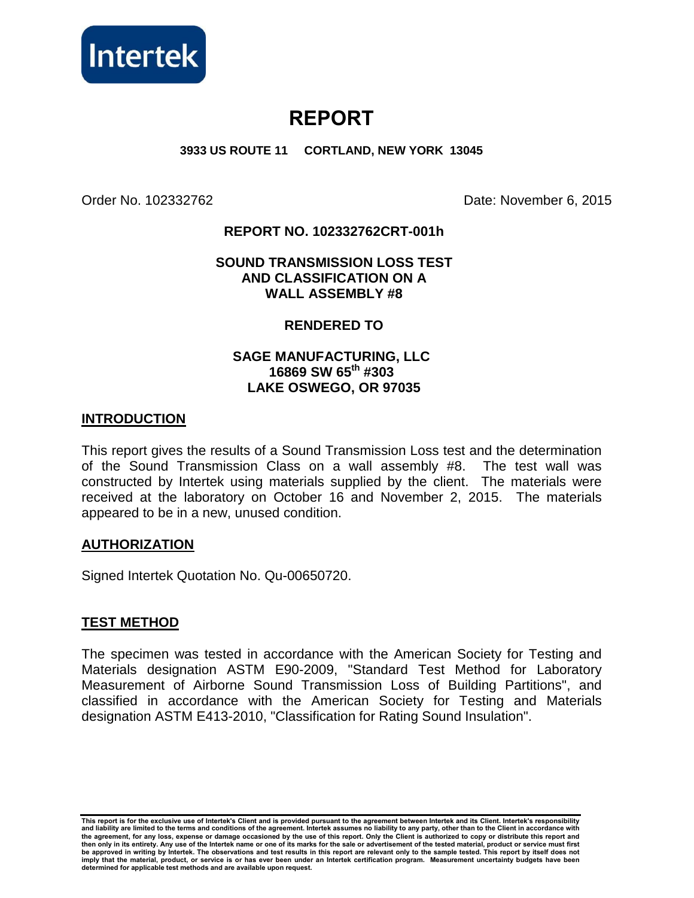Intertek

# REPORT

**3933 US ROUTE 11 CORTLAND, NEW YORK 13045**

Order No. 102332762 Date: November 6, 2015

**REPORT NO. 102332762CRT-001h**

**SOUND TRANSMISSION LOSS TEST AND CLASSIFICATION ON A WALL ASSEMBLY #8**

**RENDERED TO**

**SAGE MANUFACTURING, LLC**
**16869 SW 65th #303**
**LAKE OSWEGO, OR 97035**

## INTRODUCTION

This report gives the results of a Sound Transmission Loss test and the determination of the Sound Transmission Class on a wall assembly #8. The test wall was constructed by Intertek using materials supplied by the client. The materials were received at the laboratory on October 16 and November 2, 2015. The materials appeared to be in a new, unused condition.

## AUTHORIZATION

Signed Intertek Quotation No. Qu-00650720.

## TEST METHOD

The specimen was tested in accordance with the American Society for Testing and Materials designation ASTM E90-2009, "Standard Test Method for Laboratory Measurement of Airborne Sound Transmission Loss of Building Partitions", and classified in accordance with the American Society for Testing and Materials designation ASTM E413-2010, "Classification for Rating Sound Insulation".

**This report is for the exclusive use of Intertek's Client and is provided pursuant to the agreement between Intertek and its Client. Intertek's responsibility and liability are limited to the terms and conditions of the agreement. Intertek assumes no liability to any party, other than to the Client in accordance with the agreement, for any loss, expense or damage occasioned by the use of this report. Only the Client is authorized to copy or distribute this report and then only in its entirety. Any use of the Intertek name or one of its marks for the sale or advertisement of the tested material, product or service must first be approved in writing by Intertek. The observations and test results in this report are relevant only to the sample tested. This report by itself does not imply that the material, product, or service is or has ever been under an Intertek certification program. Measurement uncertainty budgets have been determined for applicable test methods and are available upon request.**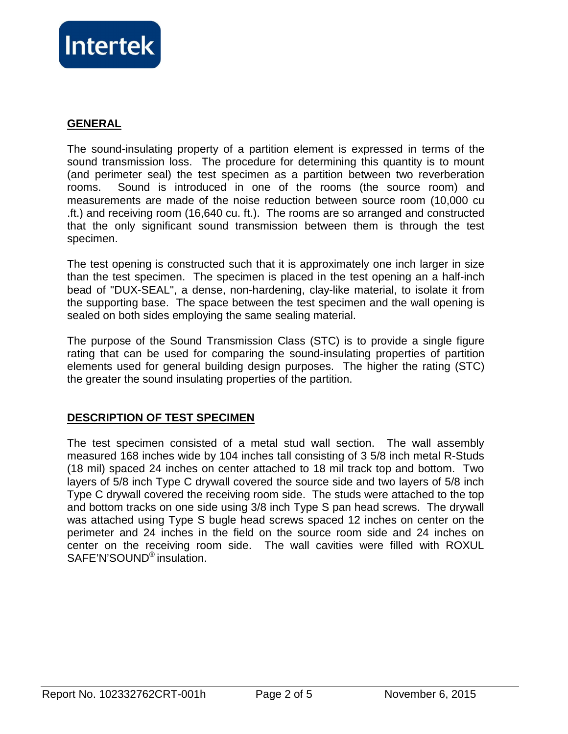## GENERAL

The sound-insulating property of a partition element is expressed in terms of the sound transmission loss. The procedure for determining this quantity is to mount (and perimeter seal) the test specimen as a partition between two reverberation rooms. Sound is introduced in one of the rooms (the source room) and measurements are made of the noise reduction between source room (10,000 cu .ft.) and receiving room (16,640 cu. ft.). The rooms are so arranged and constructed that the only significant sound transmission between them is through the test specimen.

The test opening is constructed such that it is approximately one inch larger in size than the test specimen. The specimen is placed in the test opening an a half-inch bead of "DUX-SEAL", a dense, non-hardening, clay-like material, to isolate it from the supporting base. The space between the test specimen and the wall opening is sealed on both sides employing the same sealing material.

The purpose of the Sound Transmission Class (STC) is to provide a single figure rating that can be used for comparing the sound-insulating properties of partition elements used for general building design purposes. The higher the rating (STC) the greater the sound insulating properties of the partition.

## DESCRIPTION OF TEST SPECIMEN

The test specimen consisted of a metal stud wall section. The wall assembly measured 168 inches wide by 104 inches tall consisting of 3 5/8 inch metal R-Studs (18 mil) spaced 24 inches on center attached to 18 mil track top and bottom. Two layers of 5/8 inch Type C drywall covered the source side and two layers of 5/8 inch Type C drywall covered the receiving room side. The studs were attached to the top and bottom tracks on one side using 3/8 inch Type S pan head screws. The drywall was attached using Type S bugle head screws spaced 12 inches on center on the perimeter and 24 inches in the field on the source room side and 24 inches on center on the receiving room side. The wall cavities were filled with ROXUL SAFE'N'SOUND® insulation.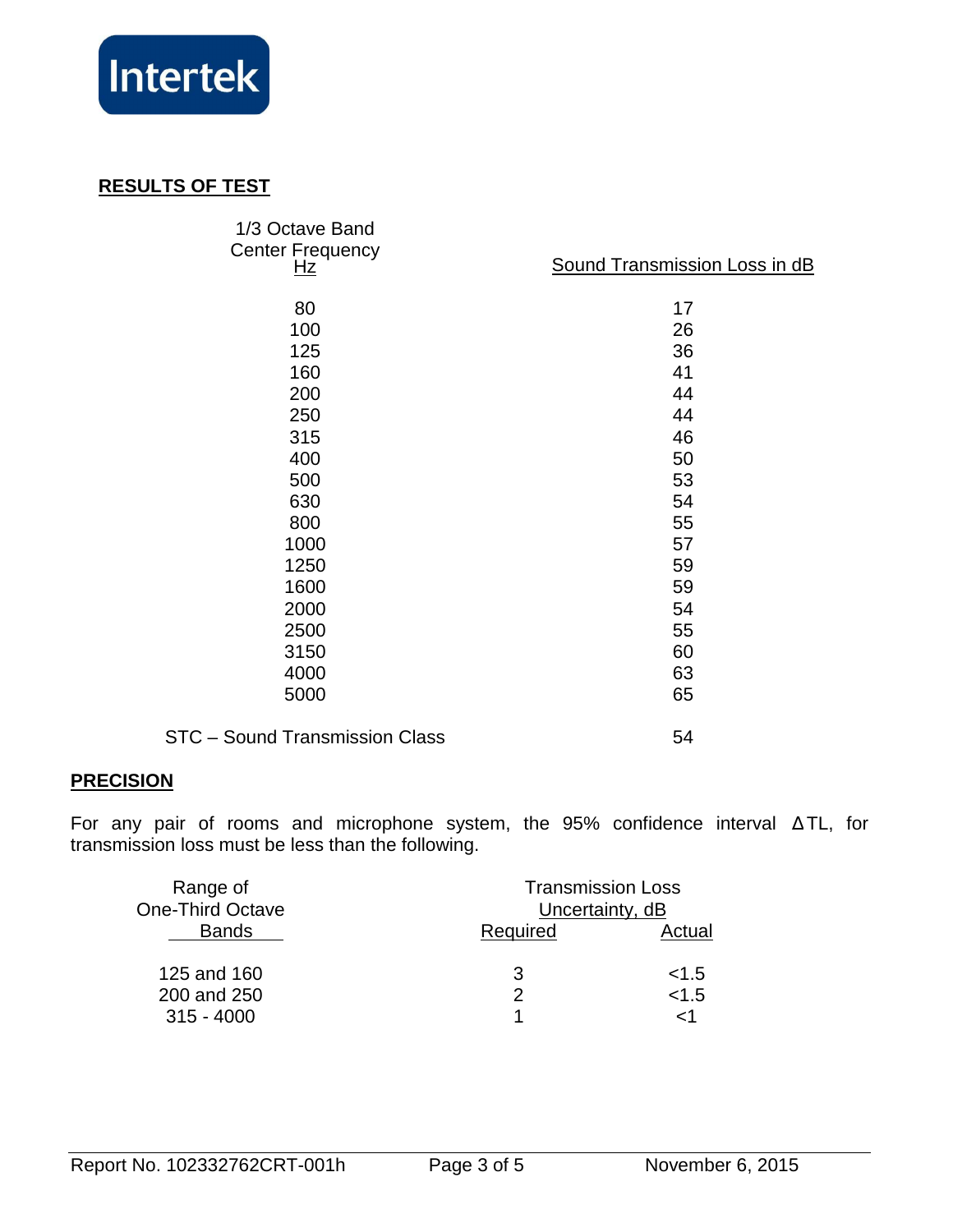## RESULTS OF TEST

| 1/3 Octave Band Center Frequency Hz | Sound Transmission Loss in dB |
|---|---|
| 80 | 17 |
| 100 | 26 |
| 125 | 36 |
| 160 | 41 |
| 200 | 44 |
| 250 | 44 |
| 315 | 46 |
| 400 | 50 |
| 500 | 53 |
| 630 | 54 |
| 800 | 55 |
| 1000 | 57 |
| 1250 | 59 |
| 1600 | 59 |
| 2000 | 54 |
| 2500 | 55 |
| 3150 | 60 |
| 4000 | 63 |
| 5000 | 65 |
| STC – Sound Transmission Class | 54 |

## PRECISION

For any pair of rooms and microphone system, the 95% confidence interval $\Delta TL$, for transmission loss must be less than the following.

| Range of One-Third Octave Bands | Transmission Loss Uncertainty, dB | |
|---|---|---|
| | Required | Actual |
| 125 and 160 | 3 | <1.5 |
| 200 and 250 | 2 | <1.5 |
| 315 - 4000 | 1 | <1 |

Report No. 102332762CRT-001h | November 6, 2015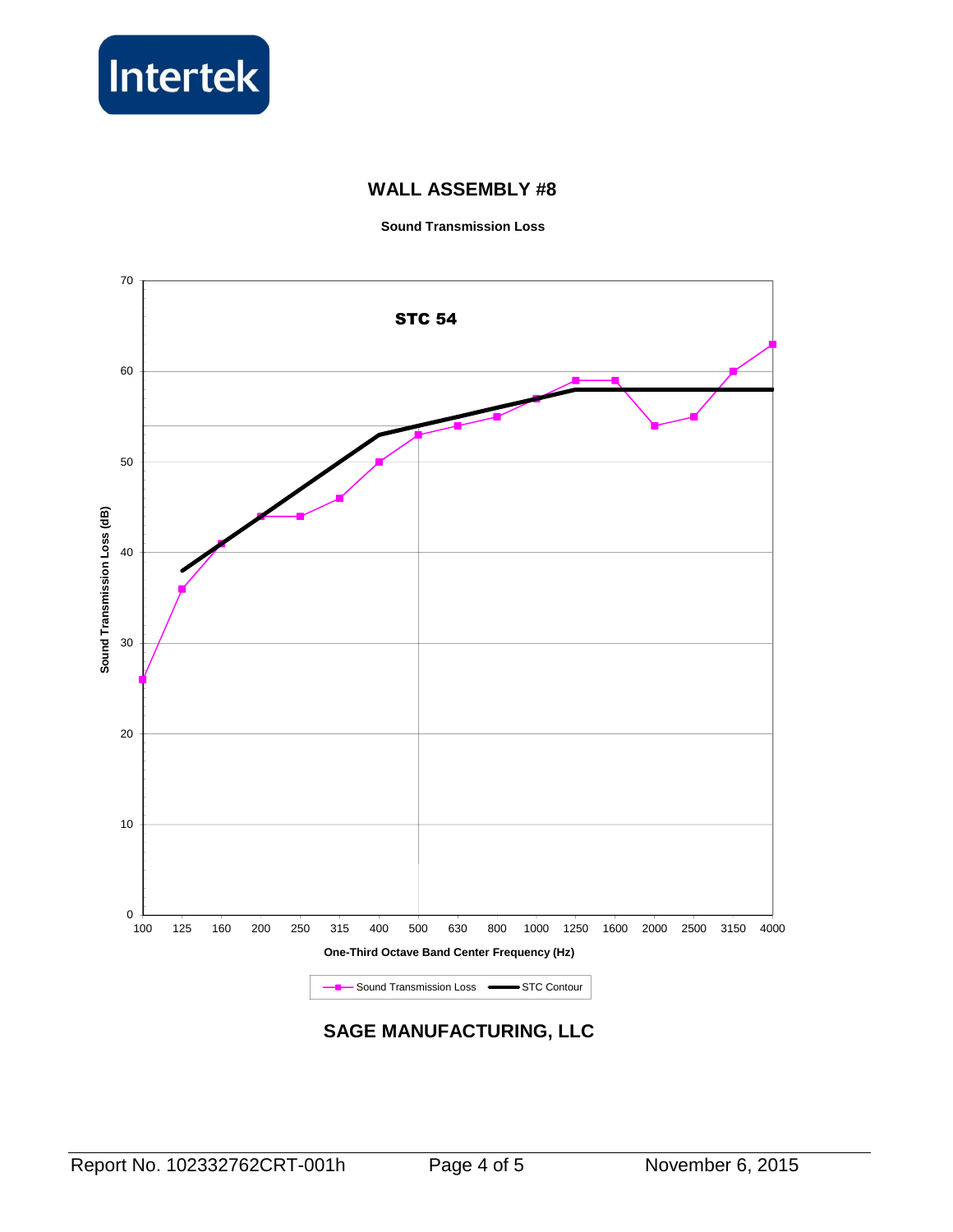## WALL ASSEMBLY #8

**Sound Transmission Loss**

**STC 54**

Sound Transmission Loss (dB)

One-Third Octave Band Center Frequency (Hz)

Sound Transmission Loss — STC Contour

**SAGE MANUFACTURING, LLC**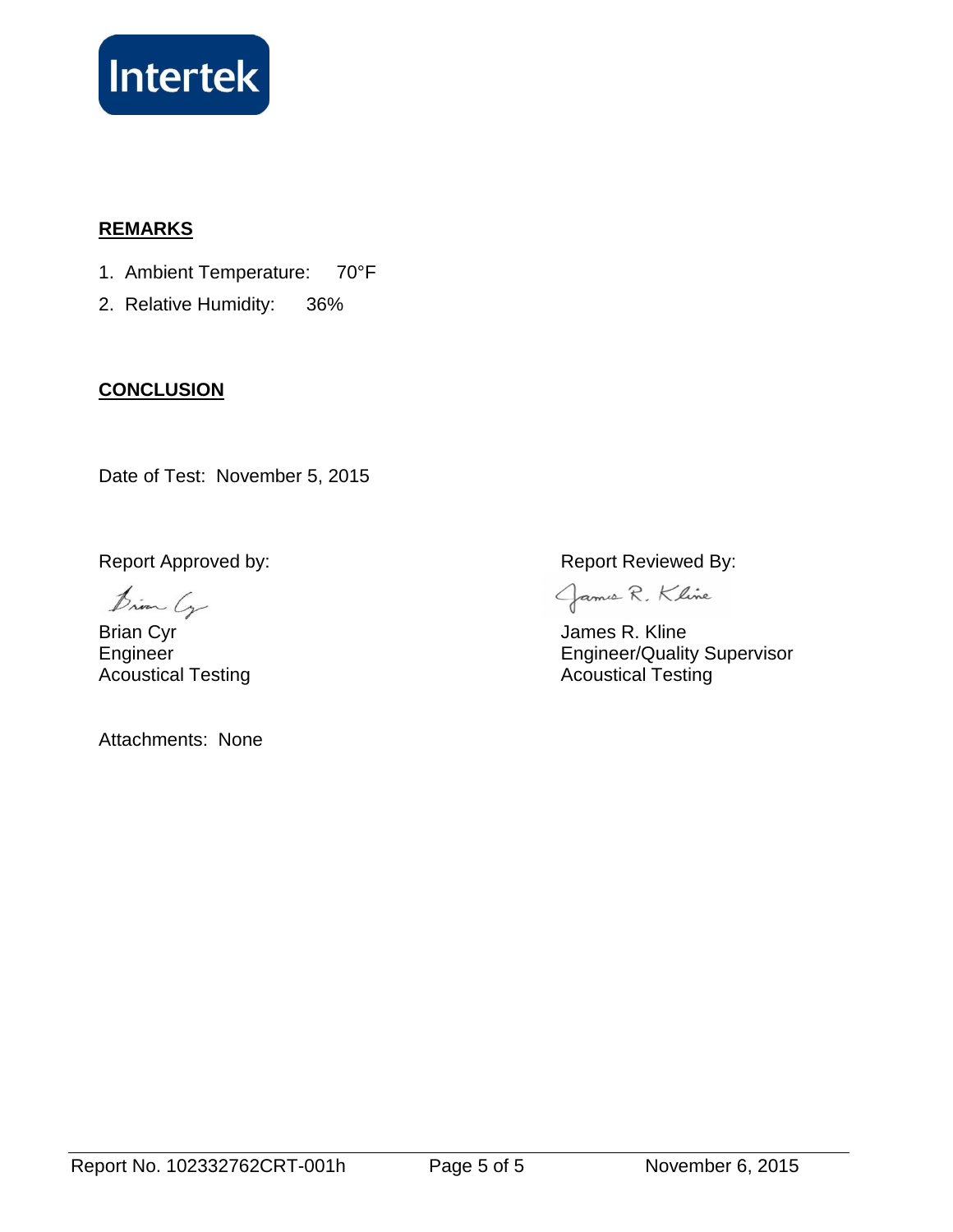## REMARKS

1. Ambient Temperature: 70°F
2. Relative Humidity: 36%

## CONCLUSION

Date of Test: November 5, 2015

Report Approved by:

Brian Cyr
Engineer
Acoustical Testing

Report Reviewed By:

James R. Kline
Engineer/Quality Supervisor
Acoustical Testing

Attachments: None